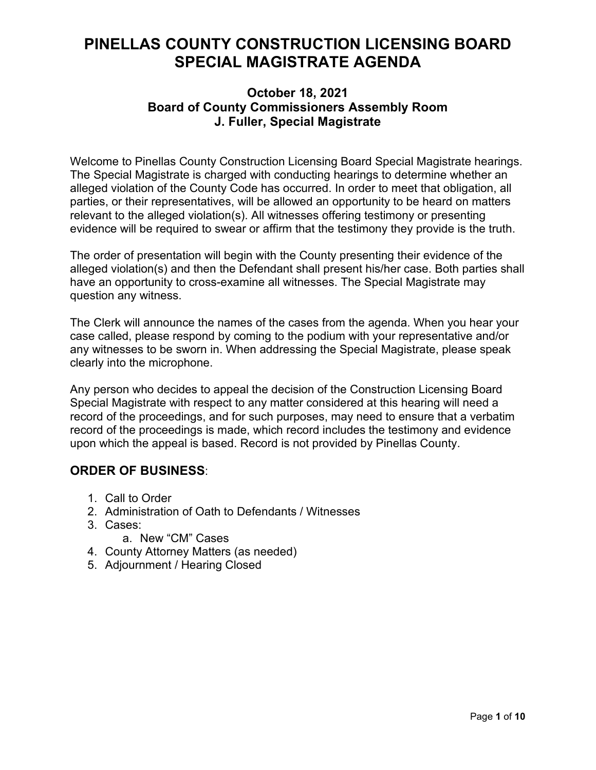# PINELLAS COUNTY CONSTRUCTION LICENSING BOARD SPECIAL MAGISTRATE AGENDA

### October 18, 2021
### Board of County Commissioners Assembly Room
### J. Fuller, Special Magistrate

Welcome to Pinellas County Construction Licensing Board Special Magistrate hearings. The Special Magistrate is charged with conducting hearings to determine whether an alleged violation of the County Code has occurred. In order to meet that obligation, all parties, or their representatives, will be allowed an opportunity to be heard on matters relevant to the alleged violation(s). All witnesses offering testimony or presenting evidence will be required to swear or affirm that the testimony they provide is the truth.

The order of presentation will begin with the County presenting their evidence of the alleged violation(s) and then the Defendant shall present his/her case. Both parties shall have an opportunity to cross-examine all witnesses. The Special Magistrate may question any witness.

The Clerk will announce the names of the cases from the agenda. When you hear your case called, please respond by coming to the podium with your representative and/or any witnesses to be sworn in. When addressing the Special Magistrate, please speak clearly into the microphone.

Any person who decides to appeal the decision of the Construction Licensing Board Special Magistrate with respect to any matter considered at this hearing will need a record of the proceedings, and for such purposes, may need to ensure that a verbatim record of the proceedings is made, which record includes the testimony and evidence upon which the appeal is based. Record is not provided by Pinellas County.

## ORDER OF BUSINESS:

1. Call to Order
2. Administration of Oath to Defendants / Witnesses
3. Cases:
    a. New "CM" Cases
4. County Attorney Matters (as needed)
5. Adjournment / Hearing Closed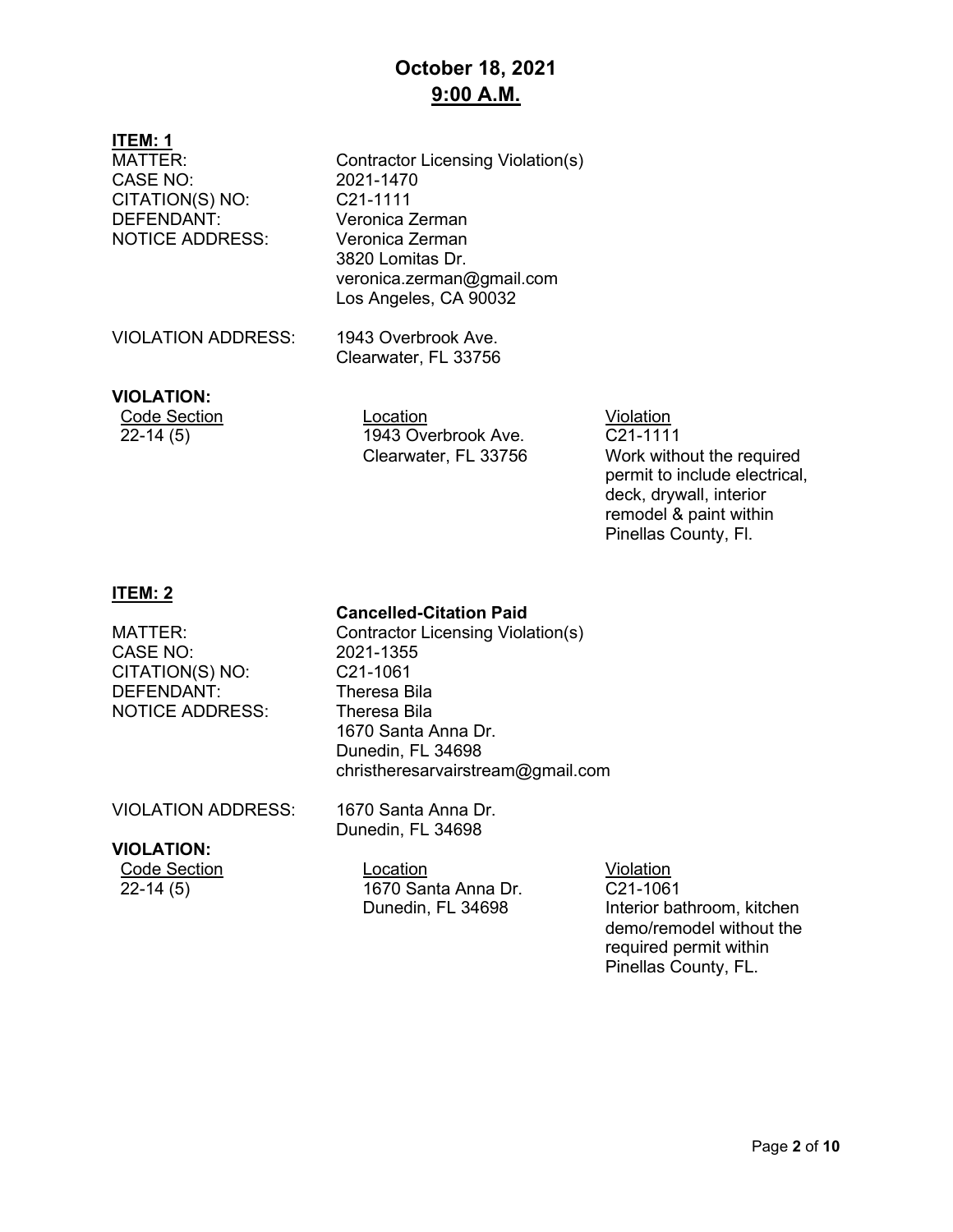# October 18, 2021
## 9:00 A.M.

**ITEM: 1**

MATTER: Contractor Licensing Violation(s)
CASE NO: 2021-1470
CITATION(S) NO: C21-1111
DEFENDANT: Veronica Zerman
NOTICE ADDRESS: Veronica Zerman
3820 Lomitas Dr.
veronica.zerman@gmail.com
Los Angeles, CA 90032

VIOLATION ADDRESS: 1943 Overbrook Ave.
Clearwater, FL 33756

**VIOLATION:**

| Code Section | Location | Violation |
|---|---|---|
| 22-14 (5) | 1943 Overbrook Ave. Clearwater, FL 33756 | C21-1111 Work without the required permit to include electrical, deck, drywall, interior remodel & paint within Pinellas County, Fl. |

**ITEM: 2**

**Cancelled-Citation Paid**

MATTER: Contractor Licensing Violation(s)
CASE NO: 2021-1355
CITATION(S) NO: C21-1061
DEFENDANT: Theresa Bila
NOTICE ADDRESS: Theresa Bila
1670 Santa Anna Dr.
Dunedin, FL 34698
christheresarvairstream@gmail.com

VIOLATION ADDRESS: 1670 Santa Anna Dr.
Dunedin, FL 34698

**VIOLATION:**

| Code Section | Location | Violation |
|---|---|---|
| 22-14 (5) | 1670 Santa Anna Dr. Dunedin, FL 34698 | C21-1061 Interior bathroom, kitchen demo/remodel without the required permit within Pinellas County, FL. |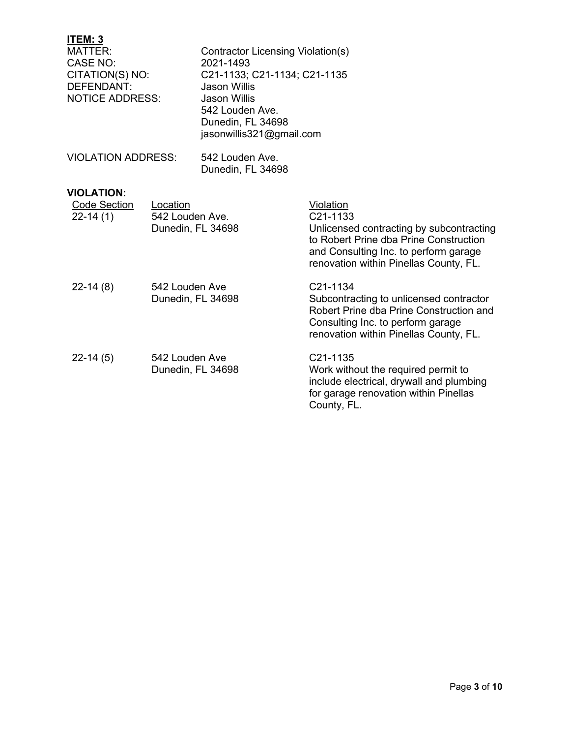**ITEM: 3**

| | |
|---|---|
| MATTER: | Contractor Licensing Violation(s) |
| CASE NO: | 2021-1493 |
| CITATION(S) NO: | C21-1133; C21-1134; C21-1135 |
| DEFENDANT: | Jason Willis |
| NOTICE ADDRESS: | Jason Willis<br>542 Louden Ave.<br>Dunedin, FL 34698<br>jasonwillis321@gmail.com |
| VIOLATION ADDRESS: | 542 Louden Ave.<br>Dunedin, FL 34698 |

**VIOLATION:**

| Code Section | Location | Violation |
|---|---|---|
| 22-14 (1) | 542 Louden Ave.<br>Dunedin, FL 34698 | C21-1133<br>Unlicensed contracting by subcontracting to Robert Prine dba Prine Construction and Consulting Inc. to perform garage renovation within Pinellas County, FL. |
| 22-14 (8) | 542 Louden Ave<br>Dunedin, FL 34698 | C21-1134<br>Subcontracting to unlicensed contractor Robert Prine dba Prine Construction and Consulting Inc. to perform garage renovation within Pinellas County, FL. |
| 22-14 (5) | 542 Louden Ave<br>Dunedin, FL 34698 | C21-1135<br>Work without the required permit to include electrical, drywall and plumbing for garage renovation within Pinellas County, FL. |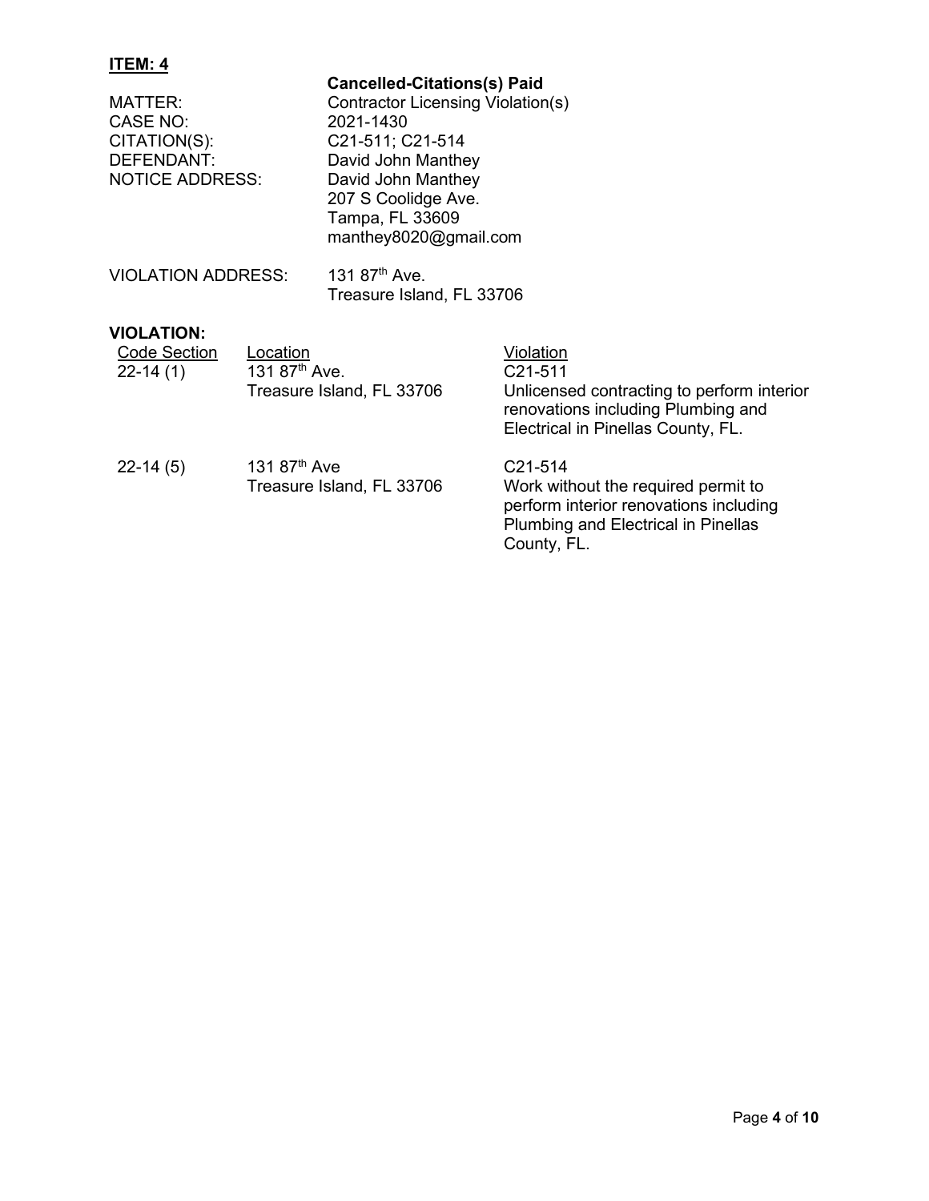**ITEM: 4**

| | |
|---|---|
| | **Cancelled-Citations(s) Paid** |
| MATTER: | Contractor Licensing Violation(s) |
| CASE NO: | 2021-1430 |
| CITATION(S): | C21-511; C21-514 |
| DEFENDANT: | David John Manthey |
| NOTICE ADDRESS: | David John Manthey<br>207 S Coolidge Ave.<br>Tampa, FL 33609<br>manthey8020@gmail.com |
| VIOLATION ADDRESS: | 131 87th Ave.<br>Treasure Island, FL 33706 |

**VIOLATION:**

| Code Section | Location | Violation |
|---|---|---|
| 22-14 (1) | 131 87th Ave.<br>Treasure Island, FL 33706 | C21-511<br>Unlicensed contracting to perform interior renovations including Plumbing and Electrical in Pinellas County, FL. |
| 22-14 (5) | 131 87th Ave<br>Treasure Island, FL 33706 | C21-514<br>Work without the required permit to perform interior renovations including Plumbing and Electrical in Pinellas County, FL. |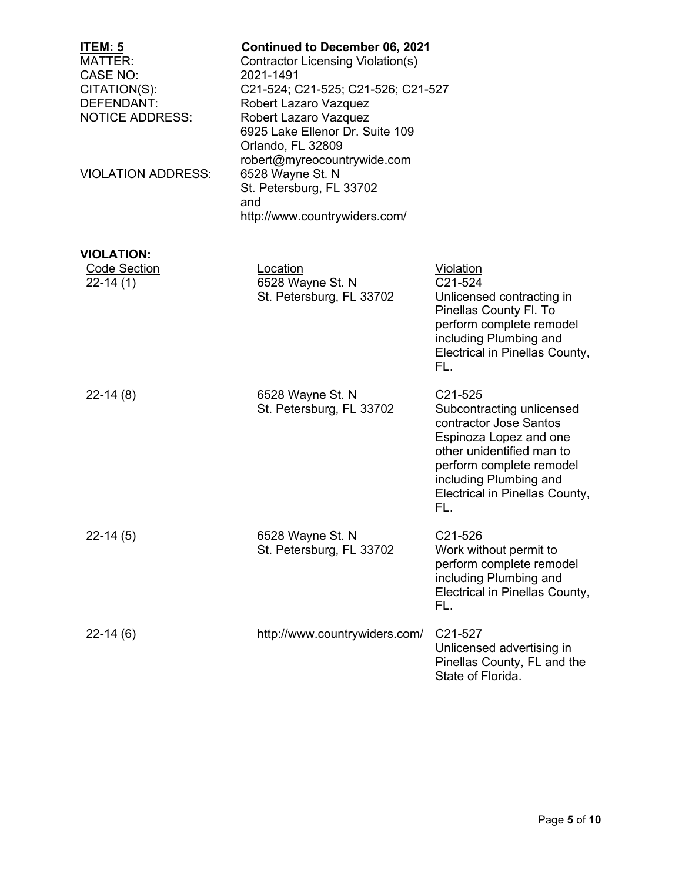**ITEM: 5** **Continued to December 06, 2021**

MATTER: Contractor Licensing Violation(s)

CASE NO: 2021-1491

CITATION(S): C21-524; C21-525; C21-526; C21-527

DEFENDANT: Robert Lazaro Vazquez

NOTICE ADDRESS: Robert Lazaro Vazquez
6925 Lake Ellenor Dr. Suite 109
Orlando, FL 32809
robert@myreocountrywide.com

VIOLATION ADDRESS: 6528 Wayne St. N
St. Petersburg, FL 33702
and
http://www.countrywiders.com/

**VIOLATION:**

| Code Section | Location | Violation |
|---|---|---|
| 22-14 (1) | 6528 Wayne St. N St. Petersburg, FL 33702 | C21-524 Unlicensed contracting in Pinellas County Fl. To perform complete remodel including Plumbing and Electrical in Pinellas County, FL. |
| 22-14 (8) | 6528 Wayne St. N St. Petersburg, FL 33702 | C21-525 Subcontracting unlicensed contractor Jose Santos Espinoza Lopez and one other unidentified man to perform complete remodel including Plumbing and Electrical in Pinellas County, FL. |
| 22-14 (5) | 6528 Wayne St. N St. Petersburg, FL 33702 | C21-526 Work without permit to perform complete remodel including Plumbing and Electrical in Pinellas County, FL. |
| 22-14 (6) | http://www.countrywiders.com/ | C21-527 Unlicensed advertising in Pinellas County, FL and the State of Florida. |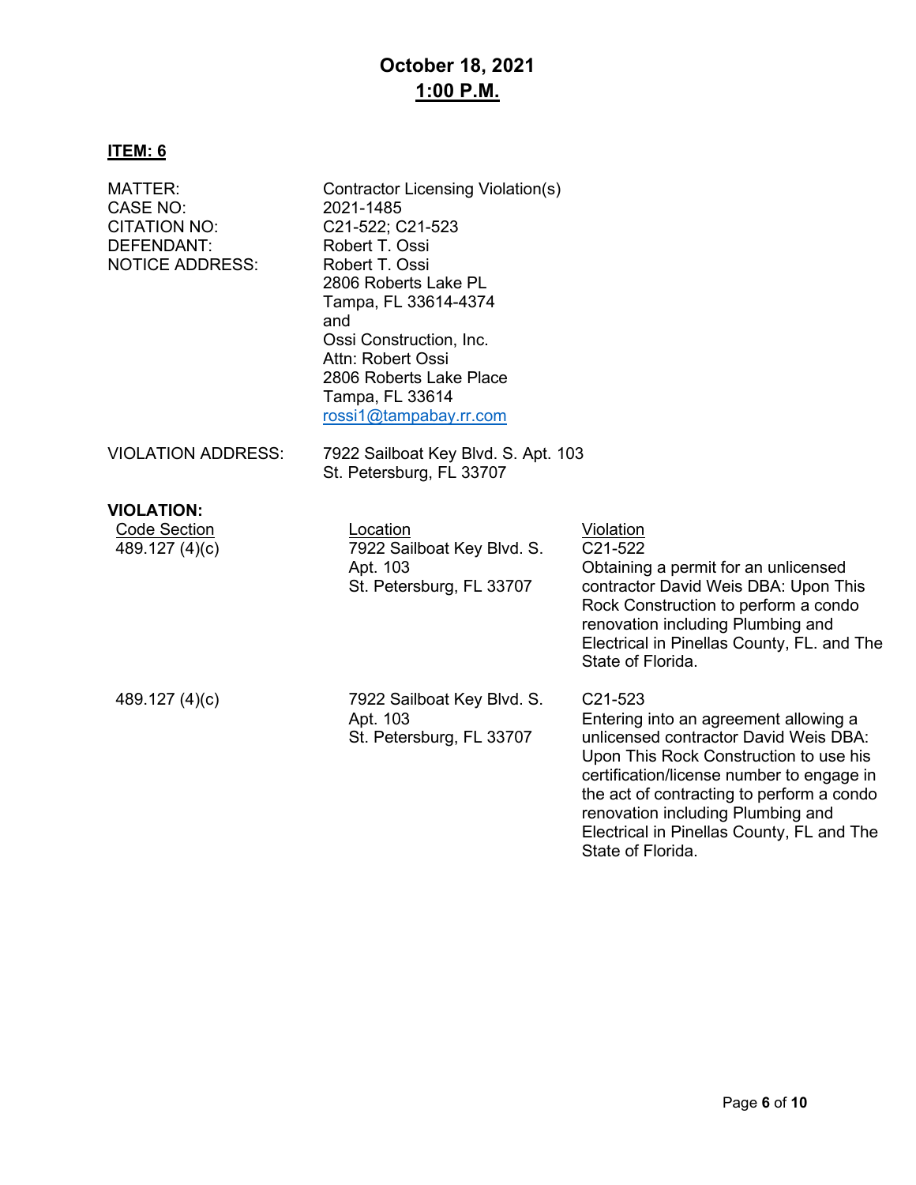**October 18, 2021**
**<u>1:00 P.M.</u>**

**<u>ITEM: 6</u>**

| | |
|---|---|
| MATTER: | Contractor Licensing Violation(s) |
| CASE NO: | 2021-1485 |
| CITATION NO: | C21-522; C21-523 |
| DEFENDANT: | Robert T. Ossi |
| NOTICE ADDRESS: | Robert T. Ossi<br>2806 Roberts Lake PL<br>Tampa, FL 33614-4374<br>and<br>Ossi Construction, Inc.<br>Attn: Robert Ossi<br>2806 Roberts Lake Place<br>Tampa, FL 33614<br>rossi1@tampabay.rr.com |
| VIOLATION ADDRESS: | 7922 Sailboat Key Blvd. S. Apt. 103<br>St. Petersburg, FL 33707 |

**VIOLATION:**

| Code Section | Location | Violation |
|---|---|---|
| 489.127 (4)(c) | 7922 Sailboat Key Blvd. S. Apt. 103 St. Petersburg, FL 33707 | C21-522<br>Obtaining a permit for an unlicensed contractor David Weis DBA: Upon This Rock Construction to perform a condo renovation including Plumbing and Electrical in Pinellas County, FL. and The State of Florida. |
| 489.127 (4)(c) | 7922 Sailboat Key Blvd. S. Apt. 103 St. Petersburg, FL 33707 | C21-523<br>Entering into an agreement allowing a unlicensed contractor David Weis DBA: Upon This Rock Construction to use his certification/license number to engage in the act of contracting to perform a condo renovation including Plumbing and Electrical in Pinellas County, FL and The State of Florida. |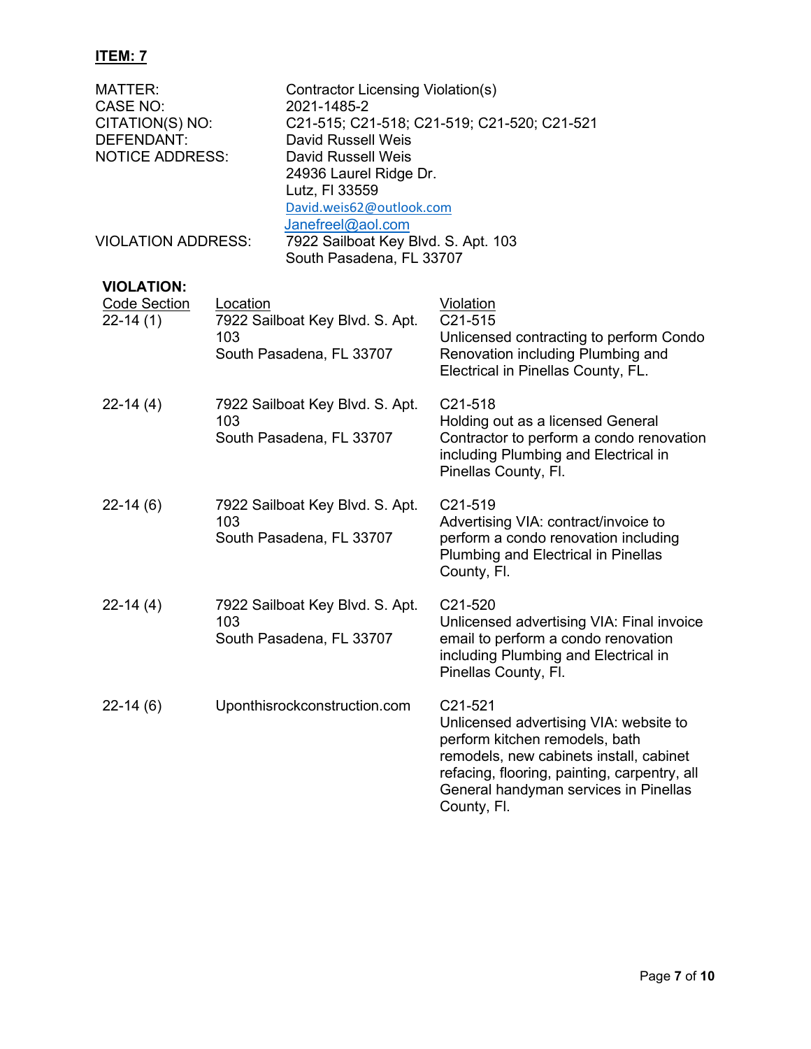**ITEM: 7**

| | |
|---|---|
| MATTER: | Contractor Licensing Violation(s) |
| CASE NO: | 2021-1485-2 |
| CITATION(S) NO: | C21-515; C21-518; C21-519; C21-520; C21-521 |
| DEFENDANT: | David Russell Weis |
| NOTICE ADDRESS: | David Russell Weis<br>24936 Laurel Ridge Dr.<br>Lutz, Fl 33559<br>David.weis62@outlook.com<br>Janefreel@aol.com |
| VIOLATION ADDRESS: | 7922 Sailboat Key Blvd. S. Apt. 103<br>South Pasadena, FL 33707 |

**VIOLATION:**

| Code Section | Location | Violation |
|---|---|---|
| 22-14 (1) | 7922 Sailboat Key Blvd. S. Apt. 103<br>South Pasadena, FL 33707 | C21-515<br>Unlicensed contracting to perform Condo Renovation including Plumbing and Electrical in Pinellas County, FL. |
| 22-14 (4) | 7922 Sailboat Key Blvd. S. Apt. 103<br>South Pasadena, FL 33707 | C21-518<br>Holding out as a licensed General Contractor to perform a condo renovation including Plumbing and Electrical in Pinellas County, Fl. |
| 22-14 (6) | 7922 Sailboat Key Blvd. S. Apt. 103<br>South Pasadena, FL 33707 | C21-519<br>Advertising VIA: contract/invoice to perform a condo renovation including Plumbing and Electrical in Pinellas County, Fl. |
| 22-14 (4) | 7922 Sailboat Key Blvd. S. Apt. 103<br>South Pasadena, FL 33707 | C21-520<br>Unlicensed advertising VIA: Final invoice email to perform a condo renovation including Plumbing and Electrical in Pinellas County, Fl. |
| 22-14 (6) | Uponthisrockconstruction.com | C21-521<br>Unlicensed advertising VIA: website to perform kitchen remodels, bath remodels, new cabinets install, cabinet refacing, flooring, painting, carpentry, all General handyman services in Pinellas County, Fl. |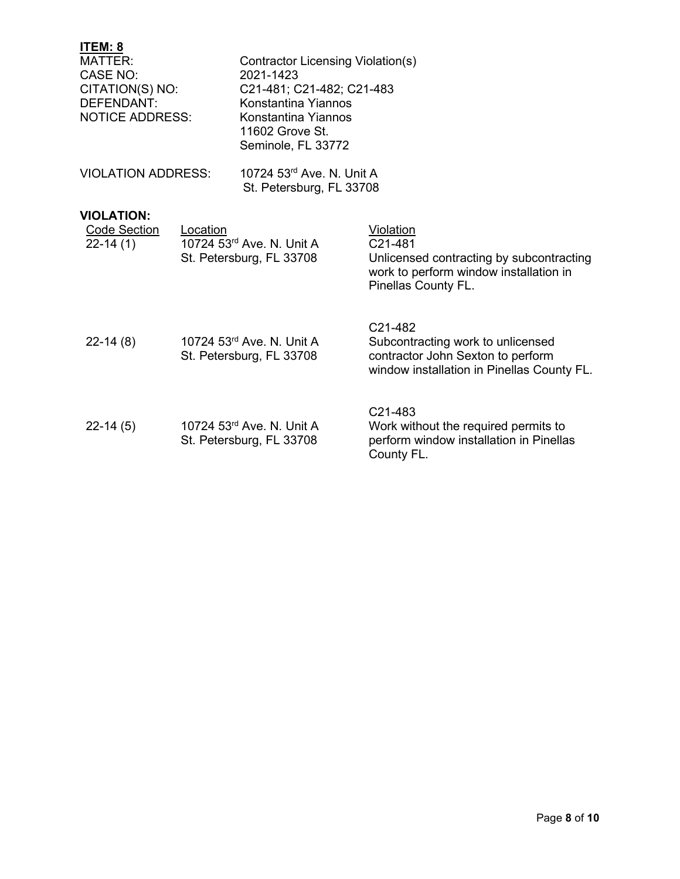**ITEM: 8**

MATTER: Contractor Licensing Violation(s)
CASE NO: 2021-1423
CITATION(S) NO: C21-481; C21-482; C21-483
DEFENDANT: Konstantina Yiannos
NOTICE ADDRESS: Konstantina Yiannos
11602 Grove St.
Seminole, FL 33772

VIOLATION ADDRESS: 10724 53rd Ave. N. Unit A
St. Petersburg, FL 33708

**VIOLATION:**

| Code Section | Location | Violation |
| --- | --- | --- |
| 22-14 (1) | 10724 53rd Ave. N. Unit A St. Petersburg, FL 33708 | C21-481 Unlicensed contracting by subcontracting work to perform window installation in Pinellas County FL. |
| 22-14 (8) | 10724 53rd Ave. N. Unit A St. Petersburg, FL 33708 | C21-482 Subcontracting work to unlicensed contractor John Sexton to perform window installation in Pinellas County FL. |
| 22-14 (5) | 10724 53rd Ave. N. Unit A St. Petersburg, FL 33708 | C21-483 Work without the required permits to perform window installation in Pinellas County FL. |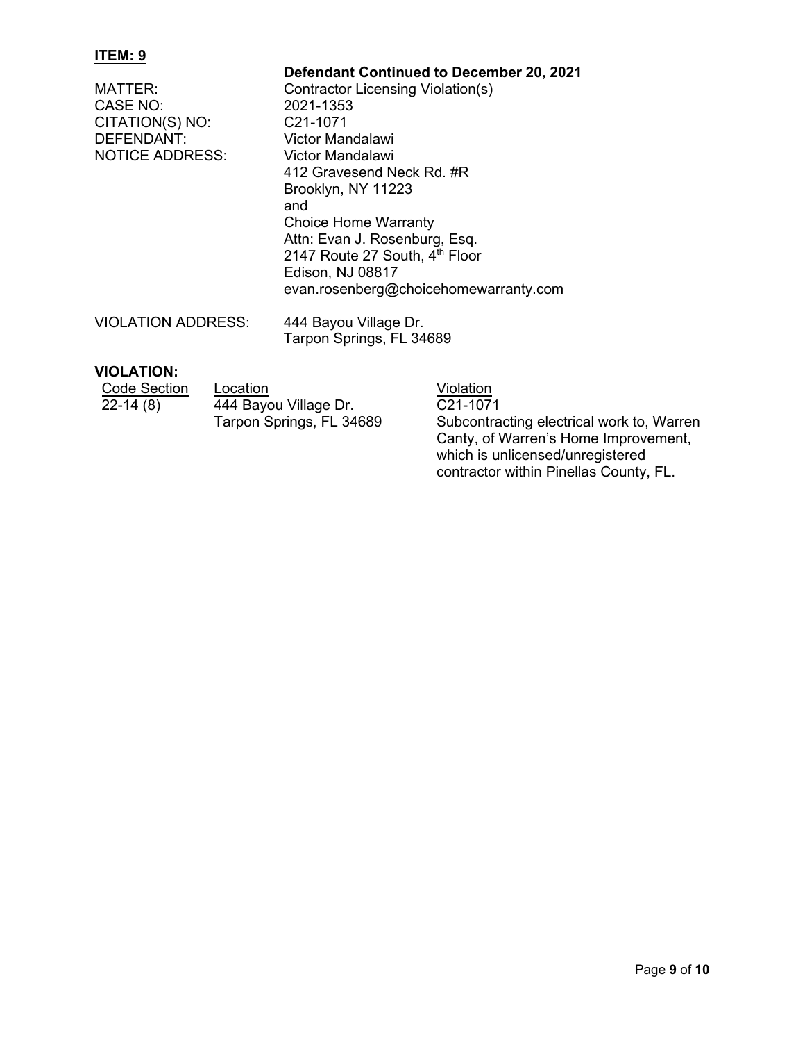## ITEM: 9

**Defendant Continued to December 20, 2021**

MATTER: Contractor Licensing Violation(s)

CASE NO: 2021-1353

CITATION(S) NO: C21-1071

DEFENDANT: Victor Mandalawi

NOTICE ADDRESS: Victor Mandalawi
412 Gravesend Neck Rd. #R
Brooklyn, NY 11223
and
Choice Home Warranty
Attn: Evan J. Rosenburg, Esq.
2147 Route 27 South, 4th Floor
Edison, NJ 08817
evan.rosenberg@choicehomewarranty.com

VIOLATION ADDRESS: 444 Bayou Village Dr.
Tarpon Springs, FL 34689

### VIOLATION:

| Code Section | Location | Violation |
|---|---|---|
| 22-14 (8) | 444 Bayou Village Dr. Tarpon Springs, FL 34689 | C21-1071 Subcontracting electrical work to, Warren Canty, of Warren's Home Improvement, which is unlicensed/unregistered contractor within Pinellas County, FL. |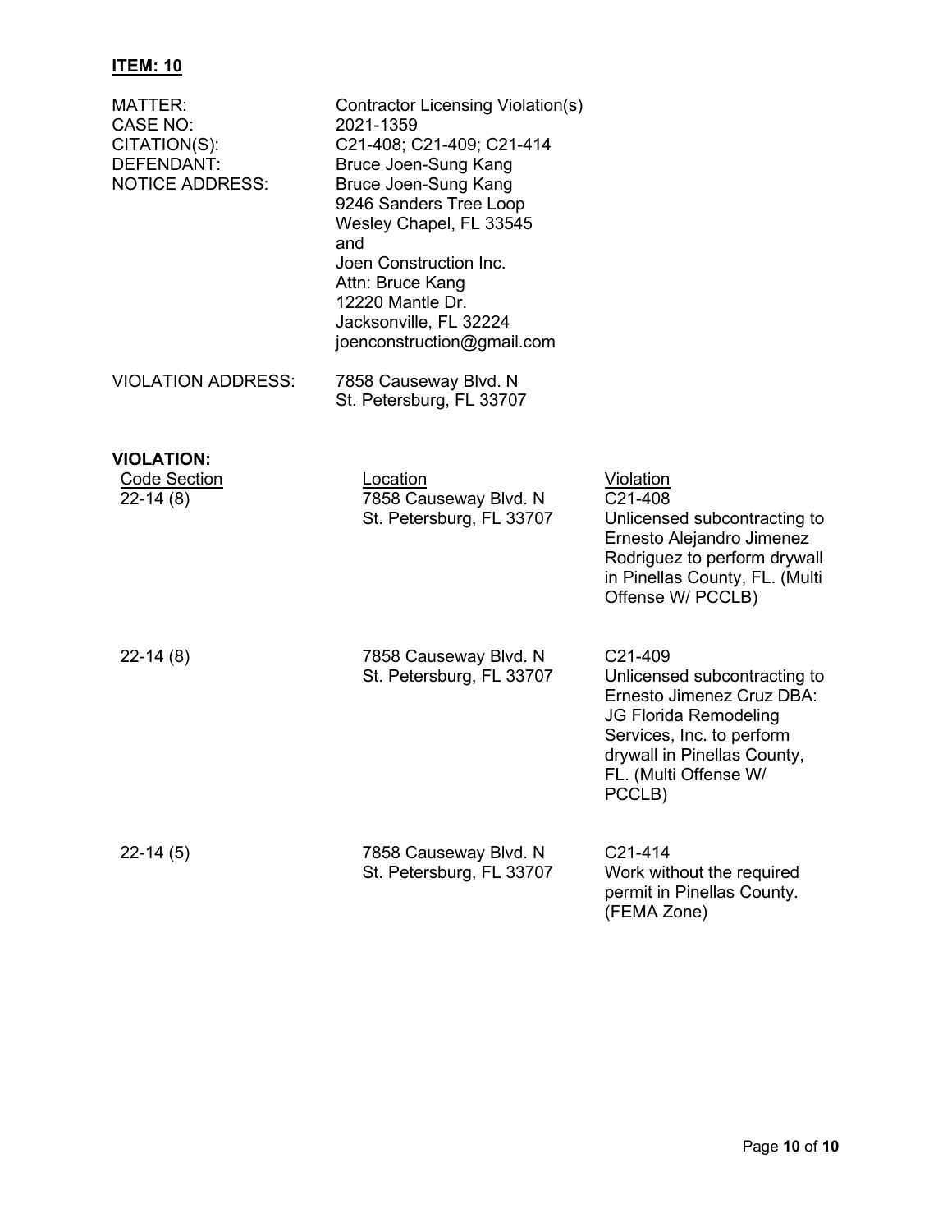**ITEM: 10**

| | |
|---|---|
| MATTER: | Contractor Licensing Violation(s) |
| CASE NO: | 2021-1359 |
| CITATION(S): | C21-408; C21-409; C21-414 |
| DEFENDANT: | Bruce Joen-Sung Kang |
| NOTICE ADDRESS: | Bruce Joen-Sung Kang<br>9246 Sanders Tree Loop<br>Wesley Chapel, FL 33545<br>and<br>Joen Construction Inc.<br>Attn: Bruce Kang<br>12220 Mantle Dr.<br>Jacksonville, FL 32224<br>joenconstruction@gmail.com |
| VIOLATION ADDRESS: | 7858 Causeway Blvd. N<br>St. Petersburg, FL 33707 |

**VIOLATION:**

| Code Section | Location | Violation |
|---|---|---|
| 22-14 (8) | 7858 Causeway Blvd. N<br>St. Petersburg, FL 33707 | C21-408<br>Unlicensed subcontracting to Ernesto Alejandro Jimenez Rodriguez to perform drywall in Pinellas County, FL. (Multi Offense W/ PCCLB) |
| 22-14 (8) | 7858 Causeway Blvd. N<br>St. Petersburg, FL 33707 | C21-409<br>Unlicensed subcontracting to Ernesto Jimenez Cruz DBA: JG Florida Remodeling Services, Inc. to perform drywall in Pinellas County, FL. (Multi Offense W/ PCCLB) |
| 22-14 (5) | 7858 Causeway Blvd. N<br>St. Petersburg, FL 33707 | C21-414<br>Work without the required permit in Pinellas County. (FEMA Zone) |